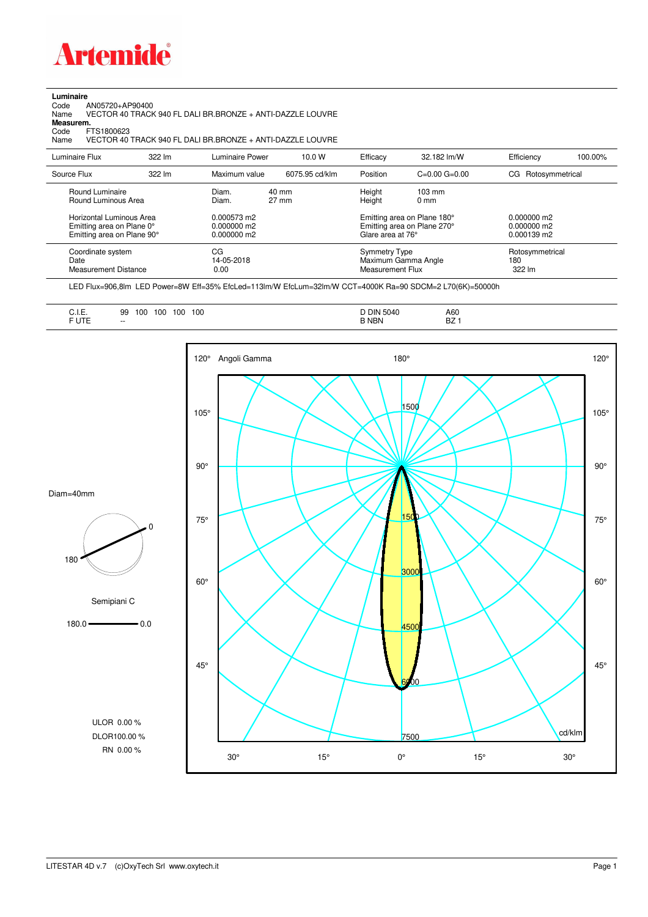# Artemide

**Luminaire**

Code AN05720+AP90400

Name VECTOR 40 TRACK 940 FL DALI BR.BRONZE + ANTI-DAZZLE LOUVRE

**Measurem.**

Code FTS1800623

Name VECTOR 40 TRACK 940 FL DALI BR.BRONZE + ANTI-DAZZLE LOUVRE

| Luminaire Flux | 322 lm | Luminaire Power | 10.0 W | Efficacy | 32.182 lm/W | Efficiency | 100.00% |
|---|---|---|---|---|---|---|---|
| Source Flux | 322 lm | Maximum value | 6075.95 cd/klm | Position | C=0.00 G=0.00 | CG | Rotosymmetrical |

| | | | |
|---|---|---|---|
| Round Luminaire | Diam. 40 mm | Height | 103 mm |
| Round Luminous Area | Diam. 27 mm | Height | 0 mm |
| Horizontal Luminous Area | 0.000573 m2 | Emitting area on Plane 180° | 0.000000 m2 |
| Emitting area on Plane 0° | 0.000000 m2 | Emitting area on Plane 270° | 0.000000 m2 |
| Emitting area on Plane 90° | 0.000000 m2 | Glare area at 76° | 0.000139 m2 |
| Coordinate system | CG | Symmetry Type | Rotosymmetrical |
| Date | 14-05-2018 | Maximum Gamma Angle | 180 |
| Measurement Distance | 0.00 | Measurement Flux | 322 lm |

LED Flux=906,8lm LED Power=8W Eff=35% EfcLed=113lm/W EfcLum=32lm/W CCT=4000K Ra=90 SDCM=2 L70(6K)=50000h

| | | | |
|---|---|---|---|
| C.I.E. | 99 100 100 100 100 | D DIN 5040 | A60 |
| F UTE | -- | B NBN | BZ 1 |

Diam=40mm

Semipiani C

180.0 — 0.0

ULOR 0.00 %

DLOR 100.00 %

RN 0.00 %

Angoli Gamma

cd/klm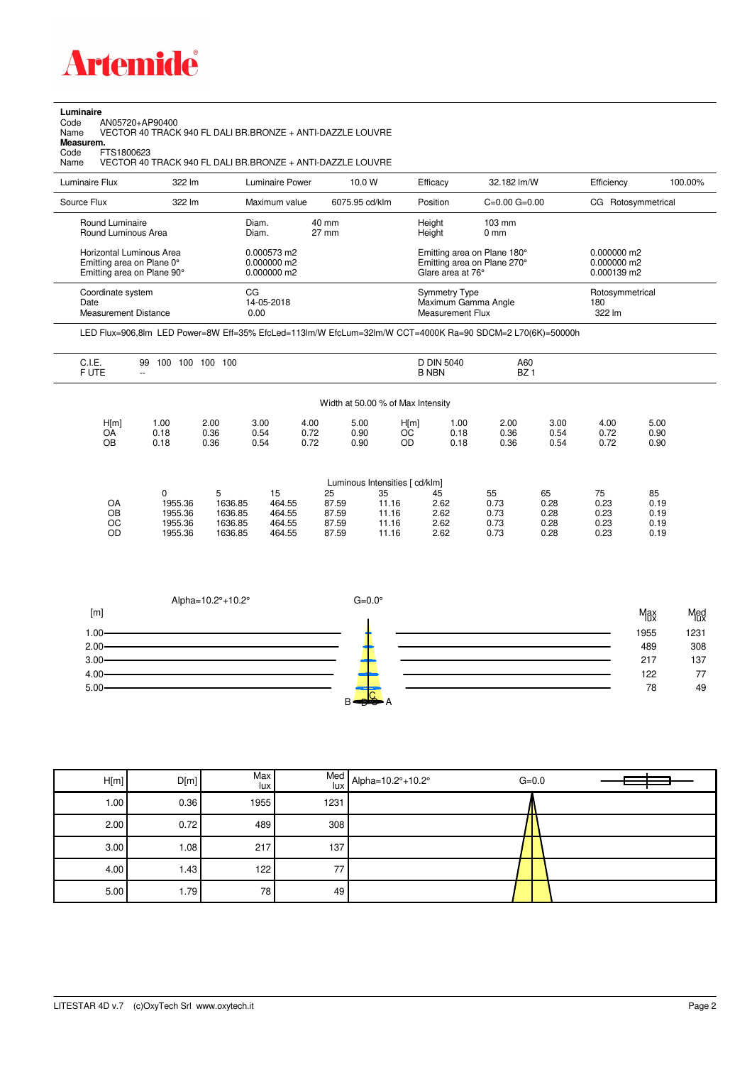Artemide®

**Luminaire**

Code AN05720+AP90400
Name VECTOR 40 TRACK 940 FL DALI BR.BRONZE + ANTI-DAZZLE LOUVRE

**Measurem.**

Code FTS1800623
Name VECTOR 40 TRACK 940 FL DALI BR.BRONZE + ANTI-DAZZLE LOUVRE

| | | | | | | | |
|---|---|---|---|---|---|---|---|
| Luminaire Flux | 322 lm | Luminaire Power | 10.0 W | Efficacy | 32.182 lm/W | Efficiency | 100.00% |
| Source Flux | 322 lm | Maximum value | 6075.95 cd/klm | Position | C=0.00 G=0.00 | CG | Rotosymmetrical |

| | | | | | |
|---|---|---|---|---|---|
| Round Luminaire | Diam. | 40 mm | Height | 103 mm | |
| Round Luminous Area | Diam. | 27 mm | Height | 0 mm | |
| Horizontal Luminous Area | 0.000573 m2 | | Emitting area on Plane 180° | | 0.000000 m2 |
| Emitting area on Plane 0° | 0.000000 m2 | | Emitting area on Plane 270° | | 0.000000 m2 |
| Emitting area on Plane 90° | 0.000000 m2 | | Glare area at 76° | | 0.000139 m2 |
| Coordinate system | CG | | Symmetry Type | | Rotosymmetrical |
| Date | 14-05-2018 | | Maximum Gamma Angle | | 180 |
| Measurement Distance | 0.00 | | Measurement Flux | | 322 lm |

LED Flux=906,8lm LED Power=8W Eff=35% EfcLed=113lm/W EfcLum=32lm/W CCT=4000K Ra=90 SDCM=2 L70(6K)=50000h

| | | | |
|---|---|---|---|
| C.I.E. | 99 100 100 100 100 | D DIN 5040 | A60 |
| F UTE | -- | B NBN | BZ 1 |

Width at 50.00 % of Max Intensity

| H[m] | 1.00 | 2.00 | 3.00 | 4.00 | 5.00 | H[m] | 1.00 | 2.00 | 3.00 | 4.00 | 5.00 |
|---|---|---|---|---|---|---|---|---|---|---|---|
| OA | 0.18 | 0.36 | 0.54 | 0.72 | 0.90 | OC | 0.18 | 0.36 | 0.54 | 0.72 | 0.90 |
| OB | 0.18 | 0.36 | 0.54 | 0.72 | 0.90 | OD | 0.18 | 0.36 | 0.54 | 0.72 | 0.90 |

Luminous Intensities [ cd/klm]

| | 0 | 5 | 15 | 25 | 35 | 45 | 55 | 65 | 75 | 85 |
|---|---|---|---|---|---|---|---|---|---|---|
| OA | 1955.36 | 1636.85 | 464.55 | 87.59 | 11.16 | 2.62 | 0.73 | 0.28 | 0.23 | 0.19 |
| OB | 1955.36 | 1636.85 | 464.55 | 87.59 | 11.16 | 2.62 | 0.73 | 0.28 | 0.23 | 0.19 |
| OC | 1955.36 | 1636.85 | 464.55 | 87.59 | 11.16 | 2.62 | 0.73 | 0.28 | 0.23 | 0.19 |
| OD | 1955.36 | 1636.85 | 464.55 | 87.59 | 11.16 | 2.62 | 0.73 | 0.28 | 0.23 | 0.19 |

Alpha=10.2°+10.2°
G=0.0°
[m]
Max lux
Med lux
1.00 1955 1231
2.00 489 308
3.00 217 137
4.00 122 77
5.00 78 49
B D C A

| H[m] | D[m] | Max lux | Med lux | Alpha=10.2°+10.2° G=0.0 |
|---|---|---|---|---|
| 1.00 | 0.36 | 1955 | 1231 | |
| 2.00 | 0.72 | 489 | 308 | |
| 3.00 | 1.08 | 217 | 137 | |
| 4.00 | 1.43 | 122 | 77 | |
| 5.00 | 1.79 | 78 | 49 | |

LITESTAR 4D v.7 (c)OxyTech Srl www.oxytech.it